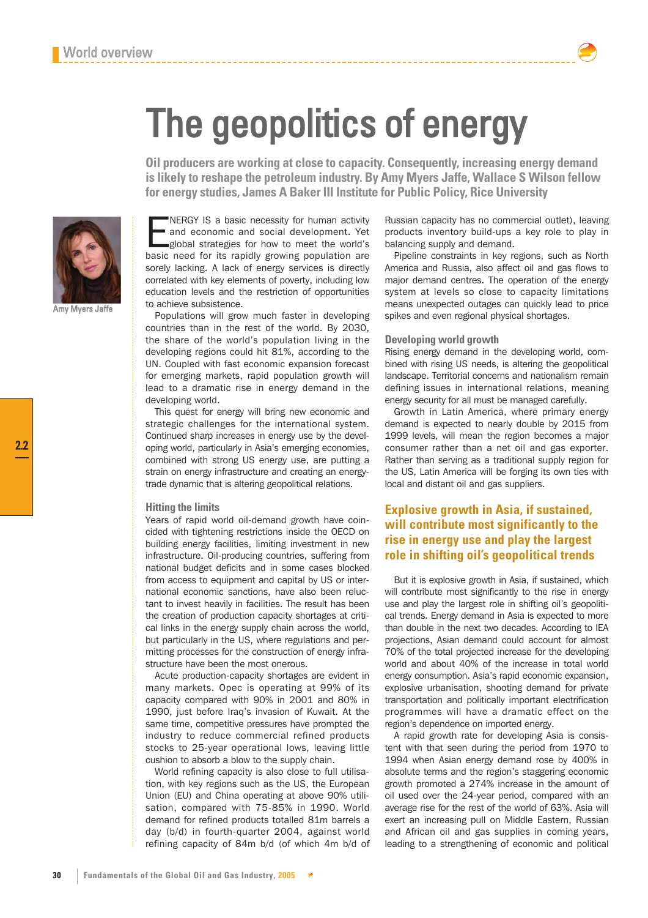# The geopolitics of energy

**Oil producers are working at close to capacity. Consequently, increasing energy demand is likely to reshape the petroleum industry. By Amy Myers Jaffe, Wallace S Wilson fellow for energy studies, James A Baker III Institute for Public Policy, Rice University**

Amy Myers Jaffe

ENERGY IS a basic necessity for human activity and economic and social development. Yet global strategies for how to meet the world's basic need for its rapidly growing population are sorely lacking. A lack of energy services is directly correlated with key elements of poverty, including low education levels and the restriction of opportunities to achieve subsistence.

Populations will grow much faster in developing countries than in the rest of the world. By 2030, the share of the world's population living in the developing regions could hit 81%, according to the UN. Coupled with fast economic expansion forecast for emerging markets, rapid population growth will lead to a dramatic rise in energy demand in the developing world.

This quest for energy will bring new economic and strategic challenges for the international system. Continued sharp increases in energy use by the developing world, particularly in Asia's emerging economies, combined with strong US energy use, are putting a strain on energy infrastructure and creating an energy-trade dynamic that is altering geopolitical relations.

## Hitting the limits

Years of rapid world oil-demand growth have coincided with tightening restrictions inside the OECD on building energy facilities, limiting investment in new infrastructure. Oil-producing countries, suffering from national budget deficits and in some cases blocked from access to equipment and capital by US or international economic sanctions, have also been reluctant to invest heavily in facilities. The result has been the creation of production capacity shortages at critical links in the energy supply chain across the world, but particularly in the US, where regulations and permitting processes for the construction of energy infrastructure have been the most onerous.

Acute production-capacity shortages are evident in many markets. Opec is operating at 99% of its capacity compared with 90% in 2001 and 80% in 1990, just before Iraq's invasion of Kuwait. At the same time, competitive pressures have prompted the industry to reduce commercial refined products stocks to 25-year operational lows, leaving little cushion to absorb a blow to the supply chain.

World refining capacity is also close to full utilisation, with key regions such as the US, the European Union (EU) and China operating at above 90% utilisation, compared with 75-85% in 1990. World demand for refined products totalled 81m barrels a day (b/d) in fourth-quarter 2004, against world refining capacity of 84m b/d (of which 4m b/d of Russian capacity has no commercial outlet), leaving products inventory build-ups a key role to play in balancing supply and demand.

Pipeline constraints in key regions, such as North America and Russia, also affect oil and gas flows to major demand centres. The operation of the energy system at levels so close to capacity limitations means unexpected outages can quickly lead to price spikes and even regional physical shortages.

## Developing world growth

Rising energy demand in the developing world, combined with rising US needs, is altering the geopolitical landscape. Territorial concerns and nationalism remain defining issues in international relations, meaning energy security for all must be managed carefully.

Growth in Latin America, where primary energy demand is expected to nearly double by 2015 from 1999 levels, will mean the region becomes a major consumer rather than a net oil and gas exporter. Rather than serving as a traditional supply region for the US, Latin America will be forging its own ties with local and distant oil and gas suppliers.

**Explosive growth in Asia, if sustained, will contribute most significantly to the rise in energy use and play the largest role in shifting oil's geopolitical trends**

But it is explosive growth in Asia, if sustained, which will contribute most significantly to the rise in energy use and play the largest role in shifting oil's geopolitical trends. Energy demand in Asia is expected to more than double in the next two decades. According to IEA projections, Asian demand could account for almost 70% of the total projected increase for the developing world and about 40% of the increase in total world energy consumption. Asia's rapid economic expansion, explosive urbanisation, shooting demand for private transportation and politically important electrification programmes will have a dramatic effect on the region's dependence on imported energy.

A rapid growth rate for developing Asia is consistent with that seen during the period from 1970 to 1994 when Asian energy demand rose by 400% in absolute terms and the region's staggering economic growth promoted a 274% increase in the amount of oil used over the 24-year period, compared with an average rise for the rest of the world of 63%. Asia will exert an increasing pull on Middle Eastern, Russian and African oil and gas supplies in coming years, leading to a strengthening of economic and political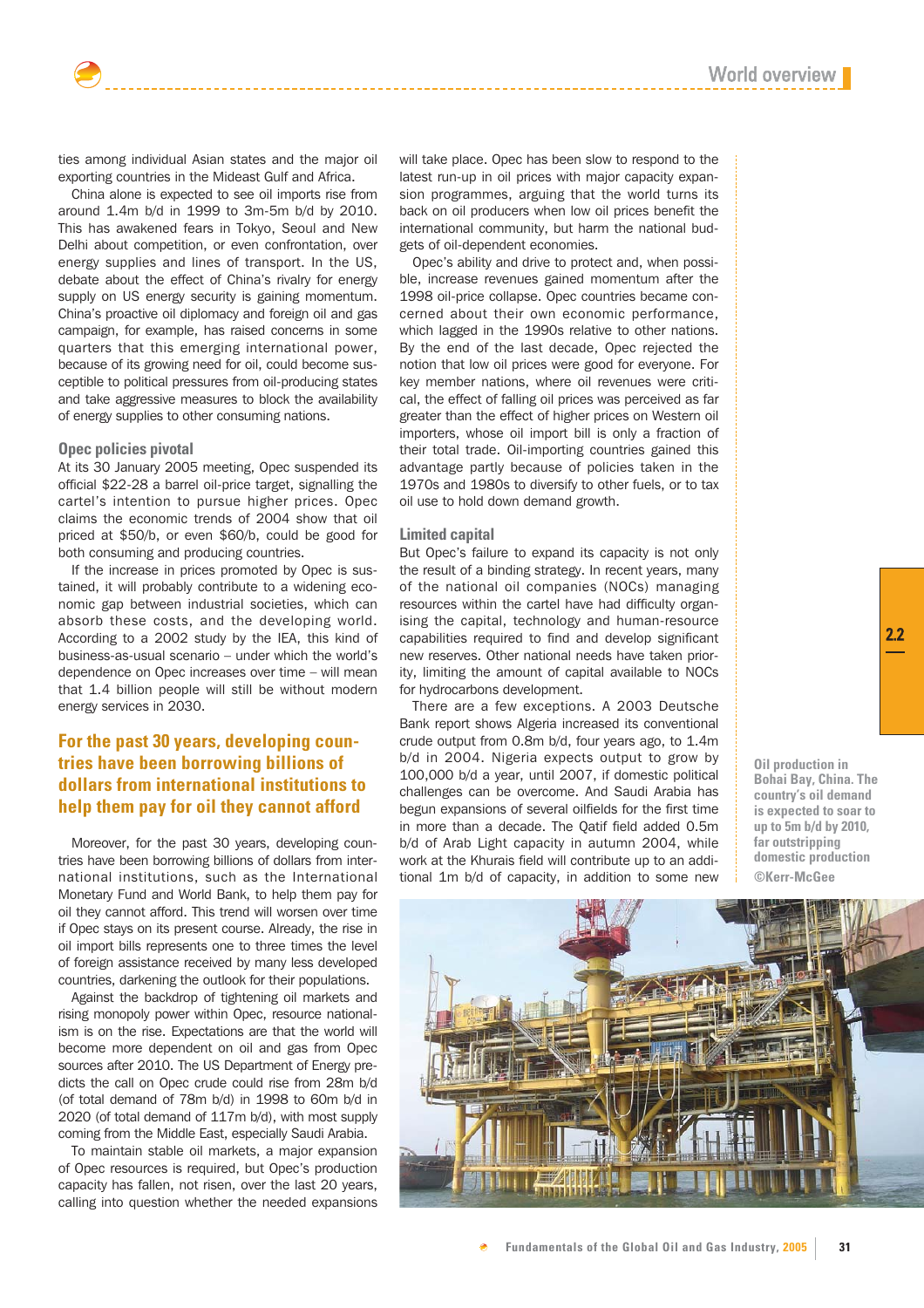ties among individual Asian states and the major oil exporting countries in the Mideast Gulf and Africa.

China alone is expected to see oil imports rise from around 1.4m b/d in 1999 to 3m-5m b/d by 2010. This has awakened fears in Tokyo, Seoul and New Delhi about competition, or even confrontation, over energy supplies and lines of transport. In the US, debate about the effect of China's rivalry for energy supply on US energy security is gaining momentum. China's proactive oil diplomacy and foreign oil and gas campaign, for example, has raised concerns in some quarters that this emerging international power, because of its growing need for oil, could become susceptible to political pressures from oil-producing states and take aggressive measures to block the availability of energy supplies to other consuming nations.

### Opec policies pivotal

At its 30 January 2005 meeting, Opec suspended its official \$22-28 a barrel oil-price target, signalling the cartel's intention to pursue higher prices. Opec claims the economic trends of 2004 show that oil priced at \$50/b, or even \$60/b, could be good for both consuming and producing countries.

If the increase in prices promoted by Opec is sustained, it will probably contribute to a widening economic gap between industrial societies, which can absorb these costs, and the developing world. According to a 2002 study by the IEA, this kind of business-as-usual scenario – under which the world's dependence on Opec increases over time – will mean that 1.4 billion people will still be without modern energy services in 2030.

**For the past 30 years, developing countries have been borrowing billions of dollars from international institutions to help them pay for oil they cannot afford**

Moreover, for the past 30 years, developing countries have been borrowing billions of dollars from international institutions, such as the International Monetary Fund and World Bank, to help them pay for oil they cannot afford. This trend will worsen over time if Opec stays on its present course. Already, the rise in oil import bills represents one to three times the level of foreign assistance received by many less developed countries, darkening the outlook for their populations.

Against the backdrop of tightening oil markets and rising monopoly power within Opec, resource nationalism is on the rise. Expectations are that the world will become more dependent on oil and gas from Opec sources after 2010. The US Department of Energy predicts the call on Opec crude could rise from 28m b/d (of total demand of 78m b/d) in 1998 to 60m b/d in 2020 (of total demand of 117m b/d), with most supply coming from the Middle East, especially Saudi Arabia.

To maintain stable oil markets, a major expansion of Opec resources is required, but Opec's production capacity has fallen, not risen, over the last 20 years, calling into question whether the needed expansions will take place. Opec has been slow to respond to the latest run-up in oil prices with major capacity expansion programmes, arguing that the world turns its back on oil producers when low oil prices benefit the international community, but harm the national budgets of oil-dependent economies.

Opec's ability and drive to protect and, when possible, increase revenues gained momentum after the 1998 oil-price collapse. Opec countries became concerned about their own economic performance, which lagged in the 1990s relative to other nations. By the end of the last decade, Opec rejected the notion that low oil prices were good for everyone. For key member nations, where oil revenues were critical, the effect of falling oil prices was perceived as far greater than the effect of higher prices on Western oil importers, whose oil import bill is only a fraction of their total trade. Oil-importing countries gained this advantage partly because of policies taken in the 1970s and 1980s to diversify to other fuels, or to tax oil use to hold down demand growth.

### Limited capital

But Opec's failure to expand its capacity is not only the result of a binding strategy. In recent years, many of the national oil companies (NOCs) managing resources within the cartel have had difficulty organising the capital, technology and human-resource capabilities required to find and develop significant new reserves. Other national needs have taken priority, limiting the amount of capital available to NOCs for hydrocarbons development.

There are a few exceptions. A 2003 Deutsche Bank report shows Algeria increased its conventional crude output from 0.8m b/d, four years ago, to 1.4m b/d in 2004. Nigeria expects output to grow by 100,000 b/d a year, until 2007, if domestic political challenges can be overcome. And Saudi Arabia has begun expansions of several oilfields for the first time in more than a decade. The Qatif field added 0.5m b/d of Arab Light capacity in autumn 2004, while work at the Khurais field will contribute up to an additional 1m b/d of capacity, in addition to some new

Oil production in Bohai Bay, China. The country's oil demand is expected to soar to up to 5m b/d by 2010, far outstripping domestic production ©Kerr-McGee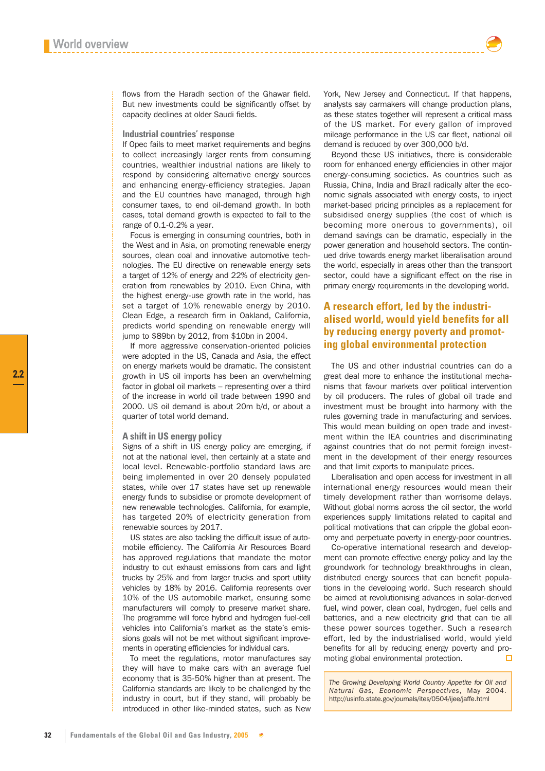flows from the Haradh section of the Ghawar field. But new investments could be significantly offset by capacity declines at older Saudi fields.

### Industrial countries' response

If Opec fails to meet market requirements and begins to collect increasingly larger rents from consuming countries, wealthier industrial nations are likely to respond by considering alternative energy sources and enhancing energy-efficiency strategies. Japan and the EU countries have managed, through high consumer taxes, to end oil-demand growth. In both cases, total demand growth is expected to fall to the range of 0.1-0.2% a year.

Focus is emerging in consuming countries, both in the West and in Asia, on promoting renewable energy sources, clean coal and innovative automotive technologies. The EU directive on renewable energy sets a target of 12% of energy and 22% of electricity generation from renewables by 2010. Even China, with the highest energy-use growth rate in the world, has set a target of 10% renewable energy by 2010. Clean Edge, a research firm in Oakland, California, predicts world spending on renewable energy will jump to $89bn by 2012, from $10bn in 2004.

If more aggressive conservation-oriented policies were adopted in the US, Canada and Asia, the effect on energy markets would be dramatic. The consistent growth in US oil imports has been an overwhelming factor in global oil markets – representing over a third of the increase in world oil trade between 1990 and 2000. US oil demand is about 20m b/d, or about a quarter of total world demand.

### A shift in US energy policy

Signs of a shift in US energy policy are emerging, if not at the national level, then certainly at a state and local level. Renewable-portfolio standard laws are being implemented in over 20 densely populated states, while over 17 states have set up renewable energy funds to subsidise or promote development of new renewable technologies. California, for example, has targeted 20% of electricity generation from renewable sources by 2017.

US states are also tackling the difficult issue of automobile efficiency. The California Air Resources Board has approved regulations that mandate the motor industry to cut exhaust emissions from cars and light trucks by 25% and from larger trucks and sport utility vehicles by 18% by 2016. California represents over 10% of the US automobile market, ensuring some manufacturers will comply to preserve market share. The programme will force hybrid and hydrogen fuel-cell vehicles into California's market as the state's emissions goals will not be met without significant improvements in operating efficiencies for individual cars.

To meet the regulations, motor manufactures say they will have to make cars with an average fuel economy that is 35-50% higher than at present. The California standards are likely to be challenged by the industry in court, but if they stand, will probably be introduced in other like-minded states, such as New York, New Jersey and Connecticut. If that happens, analysts say carmakers will change production plans, as these states together will represent a critical mass of the US market. For every gallon of improved mileage performance in the US car fleet, national oil demand is reduced by over 300,000 b/d.

Beyond these US initiatives, there is considerable room for enhanced energy efficiencies in other major energy-consuming societies. As countries such as Russia, China, India and Brazil radically alter the economic signals associated with energy costs, to inject market-based pricing principles as a replacement for subsidised energy supplies (the cost of which is becoming more onerous to governments), oil demand savings can be dramatic, especially in the power generation and household sectors. The continued drive towards energy market liberalisation around the world, especially in areas other than the transport sector, could have a significant effect on the rise in primary energy requirements in the developing world.

**A research effort, led by the industrialised world, would yield benefits for all by reducing energy poverty and promoting global environmental protection**

The US and other industrial countries can do a great deal more to enhance the institutional mechanisms that favour markets over political intervention by oil producers. The rules of global oil trade and investment must be brought into harmony with the rules governing trade in manufacturing and services. This would mean building on open trade and investment within the IEA countries and discriminating against countries that do not permit foreign investment in the development of their energy resources and that limit exports to manipulate prices.

Liberalisation and open access for investment in all international energy resources would mean their timely development rather than worrisome delays. Without global norms across the oil sector, the world experiences supply limitations related to capital and political motivations that can cripple the global economy and perpetuate poverty in energy-poor countries.

Co-operative international research and development can promote effective energy policy and lay the groundwork for technology breakthroughs in clean, distributed energy sources that can benefit populations in the developing world. Such research should be aimed at revolutionising advances in solar-derived fuel, wind power, clean coal, hydrogen, fuel cells and batteries, and a new electricity grid that can tie all these power sources together. Such a research effort, led by the industrialised world, would yield benefits for all by reducing energy poverty and promoting global environmental protection. □

*The Growing Developing World Country Appetite for Oil and Natural Gas, Economic Perspectives*, May 2004. http://usinfo.state.gov/journals/ites/0504/ijee/jaffe.html